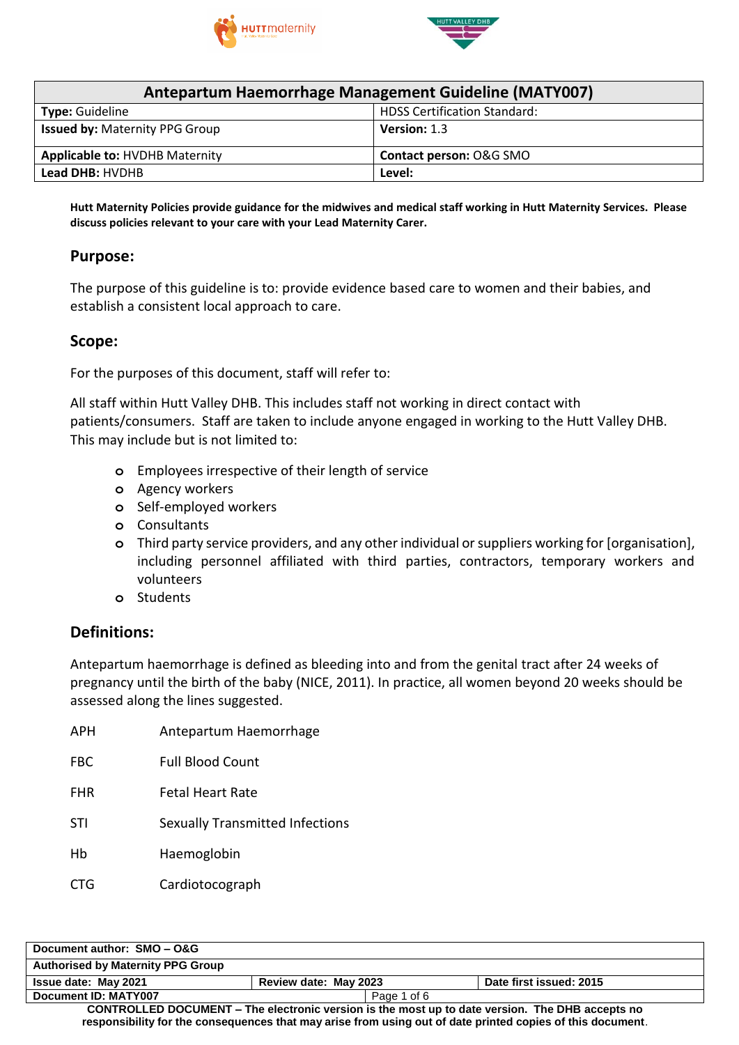| Antepartum Haemorrhage Management Guideline (MATY007) | |
|---|---|
| **Type:** Guideline | HDSS Certification Standard: |
| **Issued by:** Maternity PPG Group | **Version:** 1.3 |
| **Applicable to:** HVDHB Maternity | **Contact person:** O&G SMO |
| **Lead DHB:** HVDHB | **Level:** |

**Hutt Maternity Policies provide guidance for the midwives and medical staff working in Hutt Maternity Services. Please discuss policies relevant to your care with your Lead Maternity Carer.**

## Purpose:

The purpose of this guideline is to: provide evidence based care to women and their babies, and establish a consistent local approach to care.

## Scope:

For the purposes of this document, staff will refer to:

All staff within Hutt Valley DHB. This includes staff not working in direct contact with patients/consumers. Staff are taken to include anyone engaged in working to the Hutt Valley DHB. This may include but is not limited to:

- Employees irrespective of their length of service
- Agency workers
- Self-employed workers
- Consultants
- Third party service providers, and any other individual or suppliers working for [organisation], including personnel affiliated with third parties, contractors, temporary workers and volunteers
- Students

## Definitions:

Antepartum haemorrhage is defined as bleeding into and from the genital tract after 24 weeks of pregnancy until the birth of the baby (NICE, 2011). In practice, all women beyond 20 weeks should be assessed along the lines suggested.

| | |
|---|---|
| APH | Antepartum Haemorrhage |
| FBC | Full Blood Count |
| FHR | Fetal Heart Rate |
| STI | Sexually Transmitted Infections |
| Hb | Haemoglobin |
| CTG | Cardiotocograph |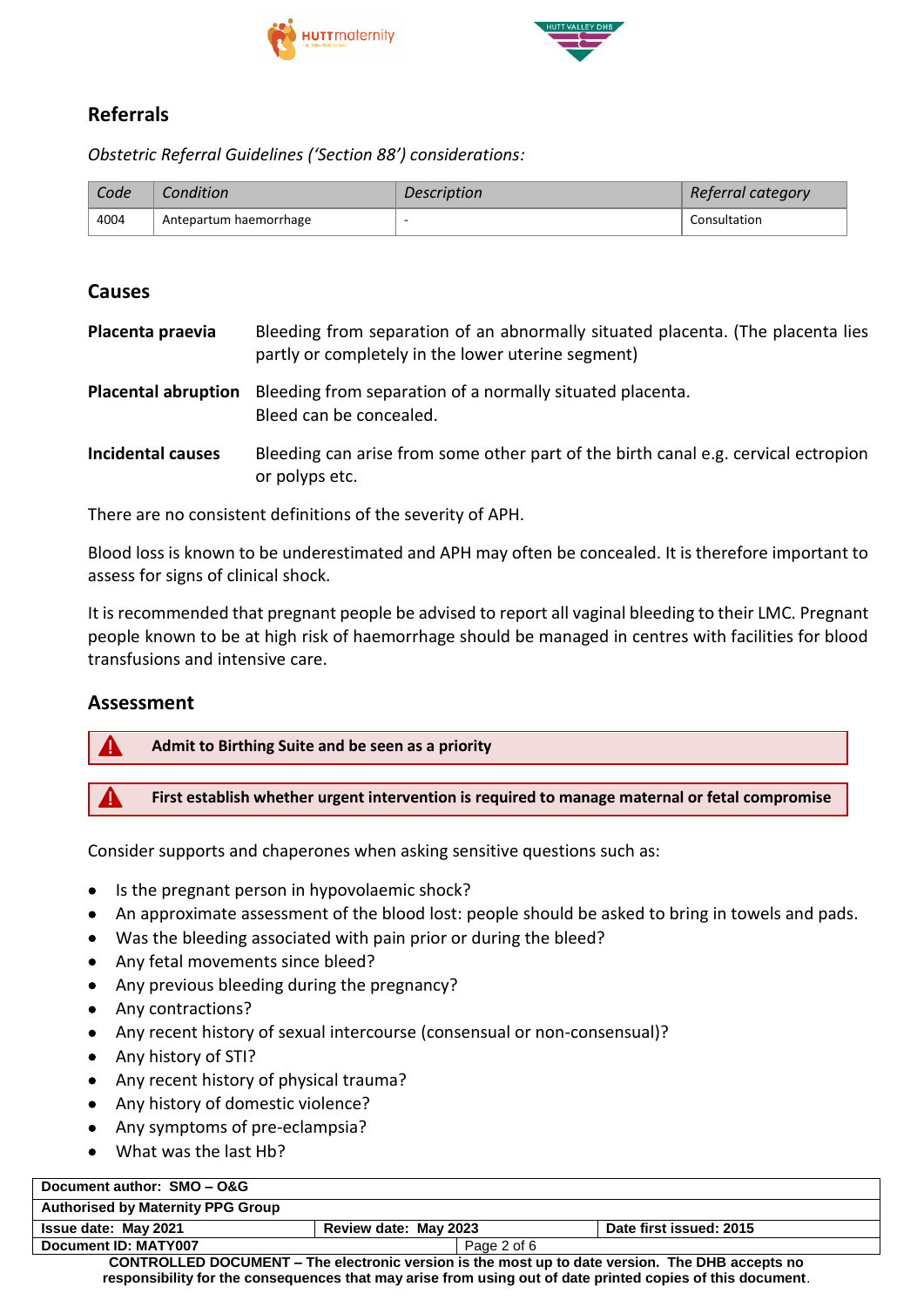## Referrals

*Obstetric Referral Guidelines ('Section 88') considerations:*

| *Code* | *Condition* | *Description* | *Referral category* |
|---|---|---|---|
| 4004 | Antepartum haemorrhage | - | Consultation |

## Causes

**Placenta praevia** Bleeding from separation of an abnormally situated placenta. (The placenta lies partly or completely in the lower uterine segment)

**Placental abruption** Bleeding from separation of a normally situated placenta. Bleed can be concealed.

**Incidental causes** Bleeding can arise from some other part of the birth canal e.g. cervical ectropion or polyps etc.

There are no consistent definitions of the severity of APH.

Blood loss is known to be underestimated and APH may often be concealed. It is therefore important to assess for signs of clinical shock.

It is recommended that pregnant people be advised to report all vaginal bleeding to their LMC. Pregnant people known to be at high risk of haemorrhage should be managed in centres with facilities for blood transfusions and intensive care.

## Assessment

**Admit to Birthing Suite and be seen as a priority**

**First establish whether urgent intervention is required to manage maternal or fetal compromise**

Consider supports and chaperones when asking sensitive questions such as:

- Is the pregnant person in hypovolaemic shock?
- An approximate assessment of the blood lost: people should be asked to bring in towels and pads.
- Was the bleeding associated with pain prior or during the bleed?
- Any fetal movements since bleed?
- Any previous bleeding during the pregnancy?
- Any contractions?
- Any recent history of sexual intercourse (consensual or non-consensual)?
- Any history of STI?
- Any recent history of physical trauma?
- Any history of domestic violence?
- Any symptoms of pre-eclampsia?
- What was the last Hb?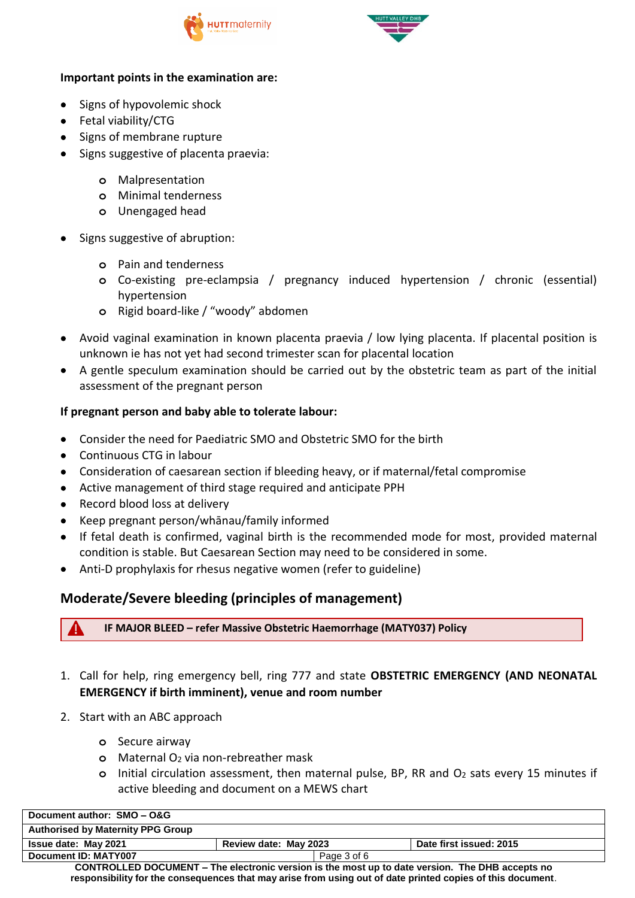**Important points in the examination are:**

- Signs of hypovolemic shock
- Fetal viability/CTG
- Signs of membrane rupture
- Signs suggestive of placenta praevia:
  - Malpresentation
  - Minimal tenderness
  - Unengaged head
- Signs suggestive of abruption:
  - Pain and tenderness
  - Co-existing pre-eclampsia / pregnancy induced hypertension / chronic (essential) hypertension
  - Rigid board-like / "woody" abdomen
- Avoid vaginal examination in known placenta praevia / low lying placenta. If placental position is unknown ie has not yet had second trimester scan for placental location
- A gentle speculum examination should be carried out by the obstetric team as part of the initial assessment of the pregnant person

**If pregnant person and baby able to tolerate labour:**

- Consider the need for Paediatric SMO and Obstetric SMO for the birth
- Continuous CTG in labour
- Consideration of caesarean section if bleeding heavy, or if maternal/fetal compromise
- Active management of third stage required and anticipate PPH
- Record blood loss at delivery
- Keep pregnant person/whānau/family informed
- If fetal death is confirmed, vaginal birth is the recommended mode for most, provided maternal condition is stable. But Caesarean Section may need to be considered in some.
- Anti-D prophylaxis for rhesus negative women (refer to guideline)

## Moderate/Severe bleeding (principles of management)

> ⚠ **IF MAJOR BLEED – refer Massive Obstetric Haemorrhage (MATY037) Policy**

1. Call for help, ring emergency bell, ring 777 and state **OBSTETRIC EMERGENCY (AND NEONATAL EMERGENCY if birth imminent), venue and room number**
2. Start with an ABC approach
   - Secure airway
   - Maternal $O_2$ via non-rebreather mask
   - Initial circulation assessment, then maternal pulse, BP, RR and $O_2$ sats every 15 minutes if active bleeding and document on a MEWS chart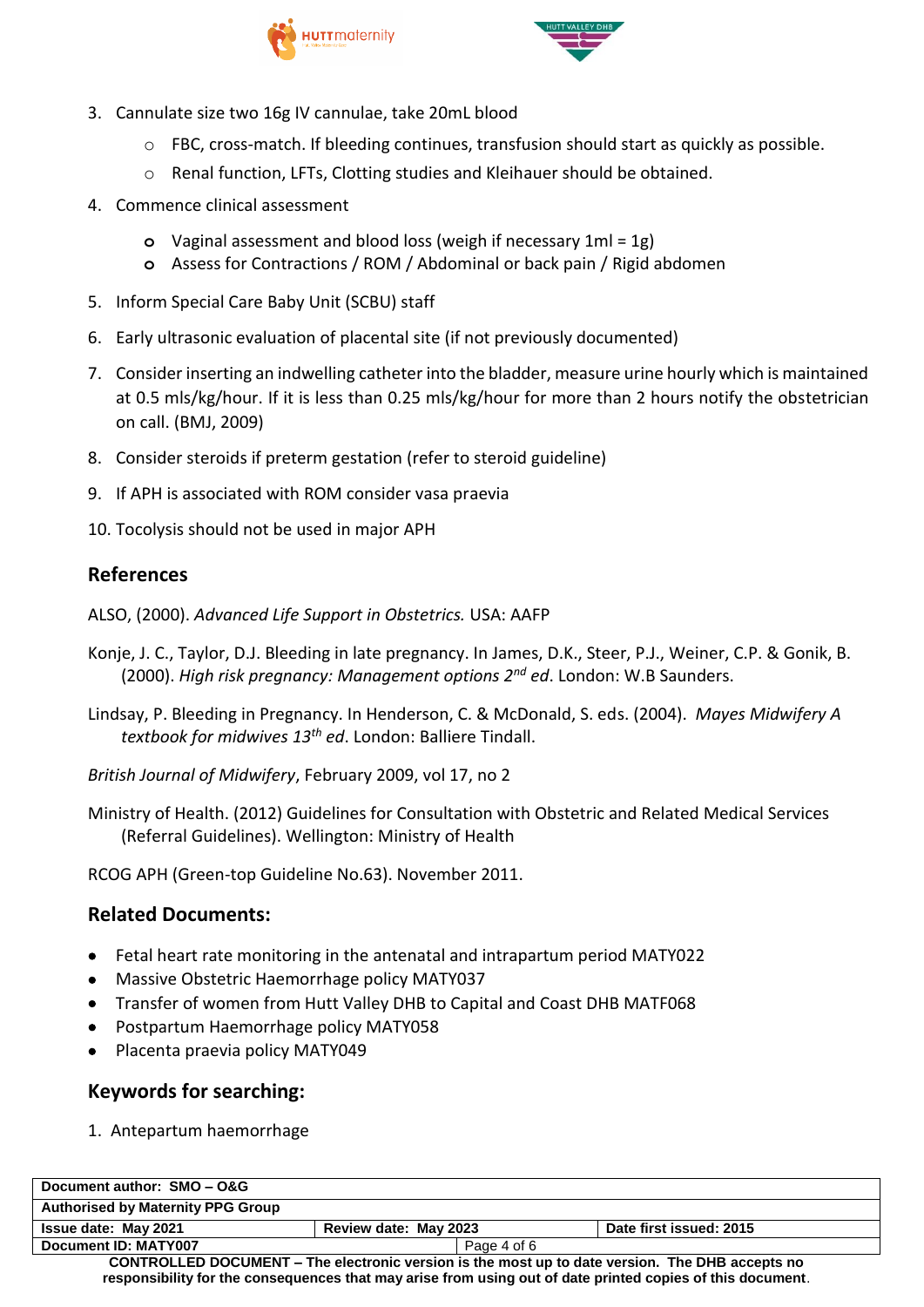3. Cannulate size two 16g IV cannulae, take 20mL blood
   - FBC, cross-match. If bleeding continues, transfusion should start as quickly as possible.
   - Renal function, LFTs, Clotting studies and Kleihauer should be obtained.
4. Commence clinical assessment
   - Vaginal assessment and blood loss (weigh if necessary 1ml = 1g)
   - Assess for Contractions / ROM / Abdominal or back pain / Rigid abdomen
5. Inform Special Care Baby Unit (SCBU) staff
6. Early ultrasonic evaluation of placental site (if not previously documented)
7. Consider inserting an indwelling catheter into the bladder, measure urine hourly which is maintained at 0.5 mls/kg/hour. If it is less than 0.25 mls/kg/hour for more than 2 hours notify the obstetrician on call. (BMJ, 2009)
8. Consider steroids if preterm gestation (refer to steroid guideline)
9. If APH is associated with ROM consider vasa praevia
10. Tocolysis should not be used in major APH

## References

ALSO, (2000). *Advanced Life Support in Obstetrics.* USA: AAFP

Konje, J. C., Taylor, D.J. Bleeding in late pregnancy. In James, D.K., Steer, P.J., Weiner, C.P. & Gonik, B. (2000). *High risk pregnancy: Management options 2nd ed*. London: W.B Saunders.

Lindsay, P. Bleeding in Pregnancy. In Henderson, C. & McDonald, S. eds. (2004). *Mayes Midwifery A textbook for midwives 13th ed*. London: Balliere Tindall.

*British Journal of Midwifery*, February 2009, vol 17, no 2

Ministry of Health. (2012) Guidelines for Consultation with Obstetric and Related Medical Services (Referral Guidelines). Wellington: Ministry of Health

RCOG APH (Green-top Guideline No.63). November 2011.

## Related Documents:

- Fetal heart rate monitoring in the antenatal and intrapartum period MATY022
- Massive Obstetric Haemorrhage policy MATY037
- Transfer of women from Hutt Valley DHB to Capital and Coast DHB MATF068
- Postpartum Haemorrhage policy MATY058
- Placenta praevia policy MATY049

## Keywords for searching:

1. Antepartum haemorrhage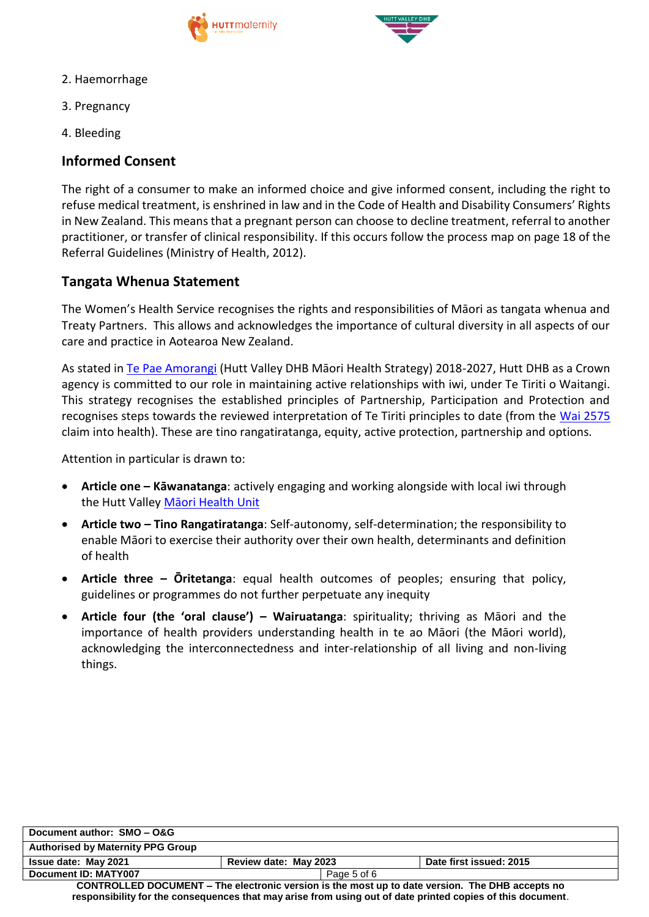2. Haemorrhage

3. Pregnancy

4. Bleeding

## Informed Consent

The right of a consumer to make an informed choice and give informed consent, including the right to refuse medical treatment, is enshrined in law and in the Code of Health and Disability Consumers' Rights in New Zealand. This means that a pregnant person can choose to decline treatment, referral to another practitioner, or transfer of clinical responsibility. If this occurs follow the process map on page 18 of the Referral Guidelines (Ministry of Health, 2012).

## Tangata Whenua Statement

The Women's Health Service recognises the rights and responsibilities of Māori as tangata whenua and Treaty Partners. This allows and acknowledges the importance of cultural diversity in all aspects of our care and practice in Aotearoa New Zealand.

As stated in Te Pae Amorangi (Hutt Valley DHB Māori Health Strategy) 2018-2027, Hutt DHB as a Crown agency is committed to our role in maintaining active relationships with iwi, under Te Tiriti o Waitangi. This strategy recognises the established principles of Partnership, Participation and Protection and recognises steps towards the reviewed interpretation of Te Tiriti principles to date (from the Wai 2575 claim into health). These are tino rangatiratanga, equity, active protection, partnership and options.

Attention in particular is drawn to:

- **Article one – Kāwanatanga**: actively engaging and working alongside with local iwi through the Hutt Valley Māori Health Unit
- **Article two – Tino Rangatiratanga**: Self-autonomy, self-determination; the responsibility to enable Māori to exercise their authority over their own health, determinants and definition of health
- **Article three – Ōritetanga**: equal health outcomes of peoples; ensuring that policy, guidelines or programmes do not further perpetuate any inequity
- **Article four (the 'oral clause') – Wairuatanga**: spirituality; thriving as Māori and the importance of health providers understanding health in te ao Māori (the Māori world), acknowledging the interconnectedness and inter-relationship of all living and non-living things.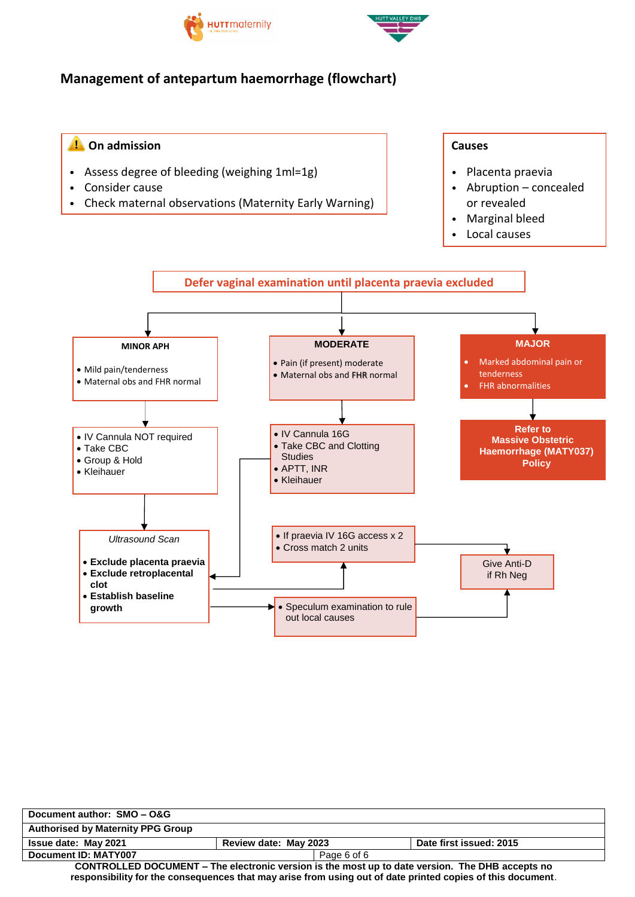# Management of antepartum haemorrhage (flowchart)

**On admission**

- Assess degree of bleeding (weighing 1ml=1g)
- Consider cause
- Check maternal observations (Maternity Early Warning)

**Causes**

- Placenta praevia
- Abruption – concealed or revealed
- Marginal bleed
- Local causes

**Defer vaginal examination until placenta praevia excluded**

**MINOR APH**

- Mild pain/tenderness
- Maternal obs and FHR normal

- IV Cannula NOT required
- Take CBC
- Group & Hold
- Kleihauer

*Ultrasound Scan*

- **Exclude placenta praevia**
- **Exclude retroplacental clot**
- **Establish baseline growth**

**MODERATE**

- Pain (if present) moderate
- Maternal obs and FHR normal

- IV Cannula 16G
- Take CBC and Clotting Studies
- APTT, INR
- Kleihauer

- If praevia IV 16G access x 2
- Cross match 2 units

- Speculum examination to rule out local causes

Give Anti-D if Rh Neg

**MAJOR**

- Marked abdominal pain or tenderness
- FHR abnormalities

**Refer to Massive Obstetric Haemorrhage (MATY037) Policy**

| | | |
|---|---|---|
| **Document author: SMO – O&G** | | |
| **Authorised by Maternity PPG Group** | | |
| **Issue date: May 2021** | **Review date: May 2023** | **Date first issued: 2015** |
| **Document ID: MATY007** | | |

**CONTROLLED DOCUMENT – The electronic version is the most up to date version. The DHB accepts no responsibility for the consequences that may arise from using out of date printed copies of this document**.